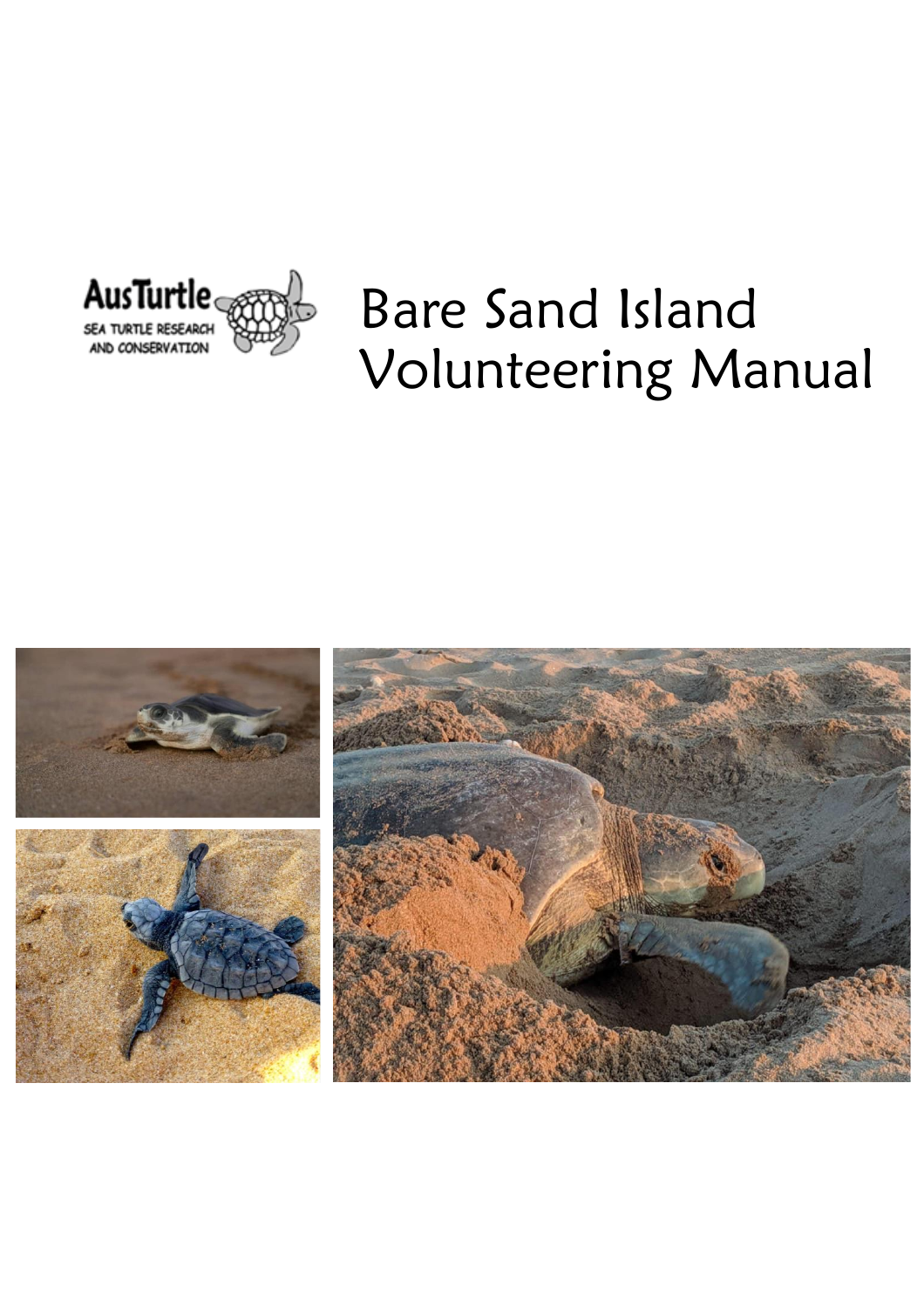AusTurtle
SEA TURTLE RESEARCH AND CONSERVATION

# Bare Sand Island Volunteering Manual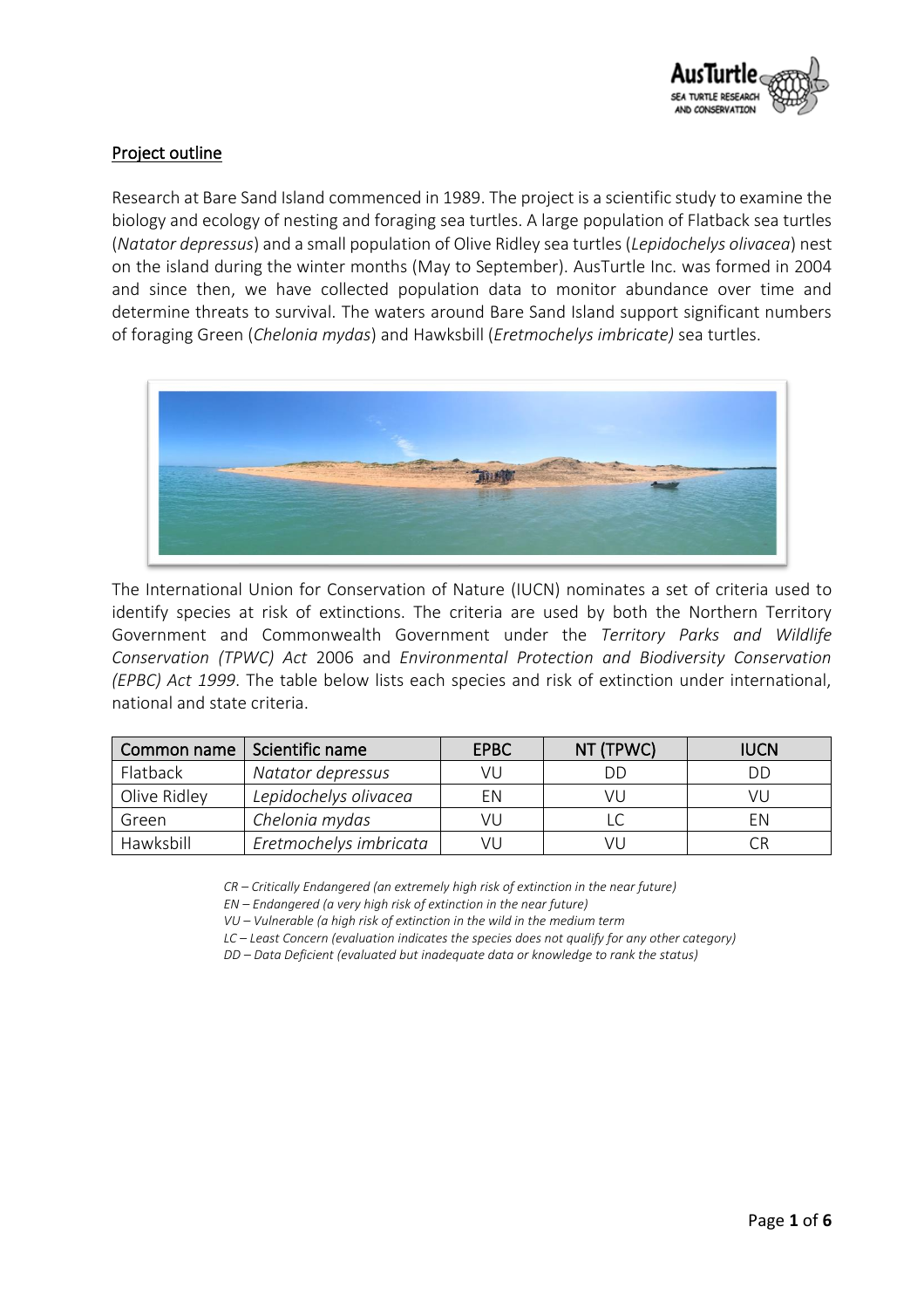## Project outline

Research at Bare Sand Island commenced in 1989. The project is a scientific study to examine the biology and ecology of nesting and foraging sea turtles. A large population of Flatback sea turtles (*Natator depressus*) and a small population of Olive Ridley sea turtles (*Lepidochelys olivacea*) nest on the island during the winter months (May to September). AusTurtle Inc. was formed in 2004 and since then, we have collected population data to monitor abundance over time and determine threats to survival. The waters around Bare Sand Island support significant numbers of foraging Green (*Chelonia mydas*) and Hawksbill (*Eretmochelys imbricate)* sea turtles.

The International Union for Conservation of Nature (IUCN) nominates a set of criteria used to identify species at risk of extinctions. The criteria are used by both the Northern Territory Government and Commonwealth Government under the *Territory Parks and Wildlife Conservation (TPWC) Act* 2006 and *Environmental Protection and Biodiversity Conservation (EPBC) Act 1999*. The table below lists each species and risk of extinction under international, national and state criteria.

| Common name | Scientific name | EPBC | NT (TPWC) | IUCN |
|---|---|---|---|---|
| Flatback | *Natator depressus* | VU | DD | DD |
| Olive Ridley | *Lepidochelys olivacea* | EN | VU | VU |
| Green | *Chelonia mydas* | VU | LC | EN |
| Hawksbill | *Eretmochelys imbricata* | VU | VU | CR |

*CR – Critically Endangered (an extremely high risk of extinction in the near future)*
*EN – Endangered (a very high risk of extinction in the near future)*
*VU – Vulnerable (a high risk of extinction in the wild in the medium term*
*LC – Least Concern (evaluation indicates the species does not qualify for any other category)*
*DD – Data Deficient (evaluated but inadequate data or knowledge to rank the status)*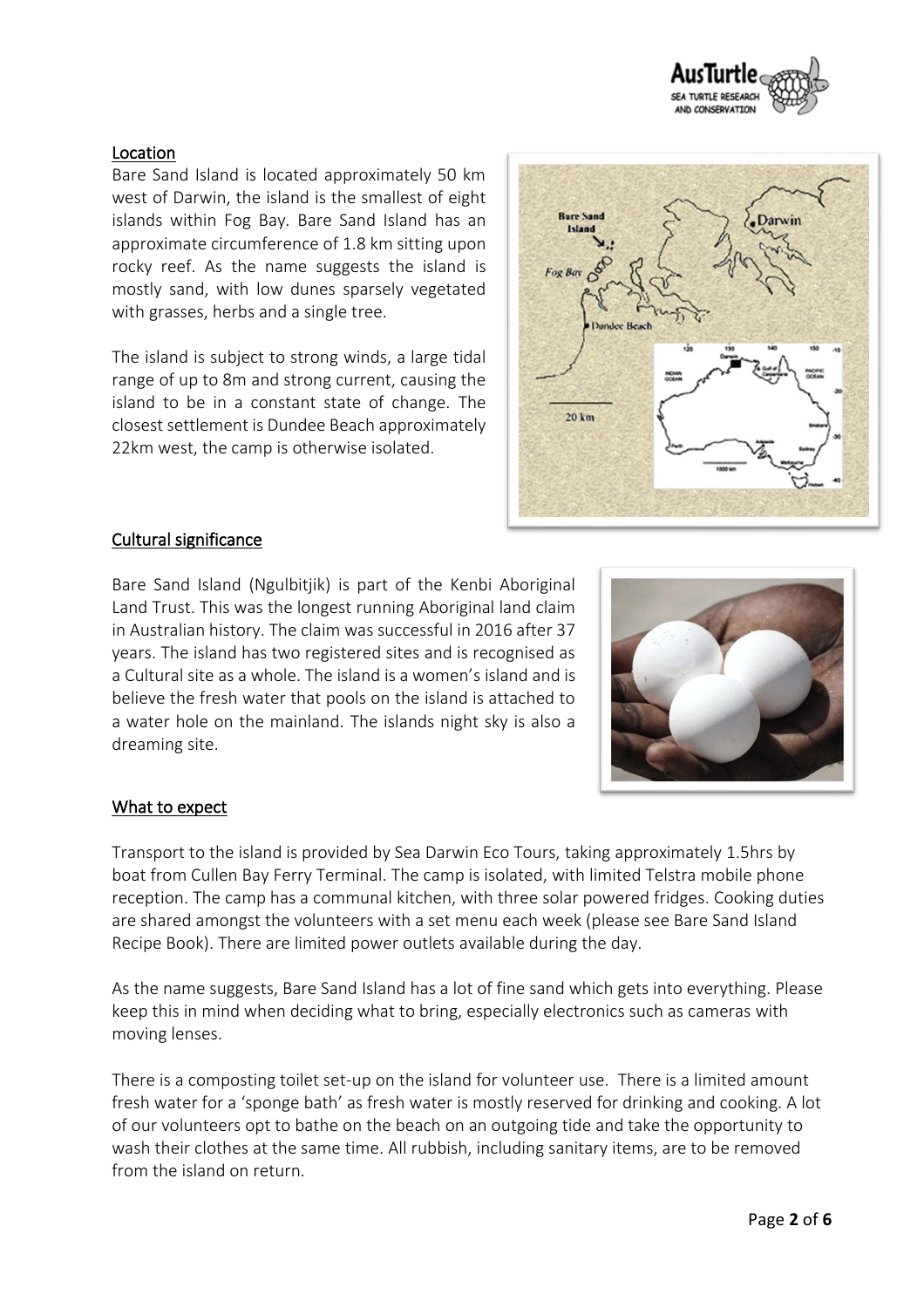## Location

Bare Sand Island is located approximately 50 km west of Darwin, the island is the smallest of eight islands within Fog Bay. Bare Sand Island has an approximate circumference of 1.8 km sitting upon rocky reef. As the name suggests the island is mostly sand, with low dunes sparsely vegetated with grasses, herbs and a single tree.

The island is subject to strong winds, a large tidal range of up to 8m and strong current, causing the island to be in a constant state of change. The closest settlement is Dundee Beach approximately 22km west, the camp is otherwise isolated.

## Cultural significance

Bare Sand Island (Ngulbitjik) is part of the Kenbi Aboriginal Land Trust. This was the longest running Aboriginal land claim in Australian history. The claim was successful in 2016 after 37 years. The island has two registered sites and is recognised as a Cultural site as a whole. The island is a women's island and is believe the fresh water that pools on the island is attached to a water hole on the mainland. The islands night sky is also a dreaming site.

## What to expect

Transport to the island is provided by Sea Darwin Eco Tours, taking approximately 1.5hrs by boat from Cullen Bay Ferry Terminal. The camp is isolated, with limited Telstra mobile phone reception. The camp has a communal kitchen, with three solar powered fridges. Cooking duties are shared amongst the volunteers with a set menu each week (please see Bare Sand Island Recipe Book). There are limited power outlets available during the day.

As the name suggests, Bare Sand Island has a lot of fine sand which gets into everything. Please keep this in mind when deciding what to bring, especially electronics such as cameras with moving lenses.

There is a composting toilet set-up on the island for volunteer use. There is a limited amount fresh water for a 'sponge bath' as fresh water is mostly reserved for drinking and cooking. A lot of our volunteers opt to bathe on the beach on an outgoing tide and take the opportunity to wash their clothes at the same time. All rubbish, including sanitary items, are to be removed from the island on return.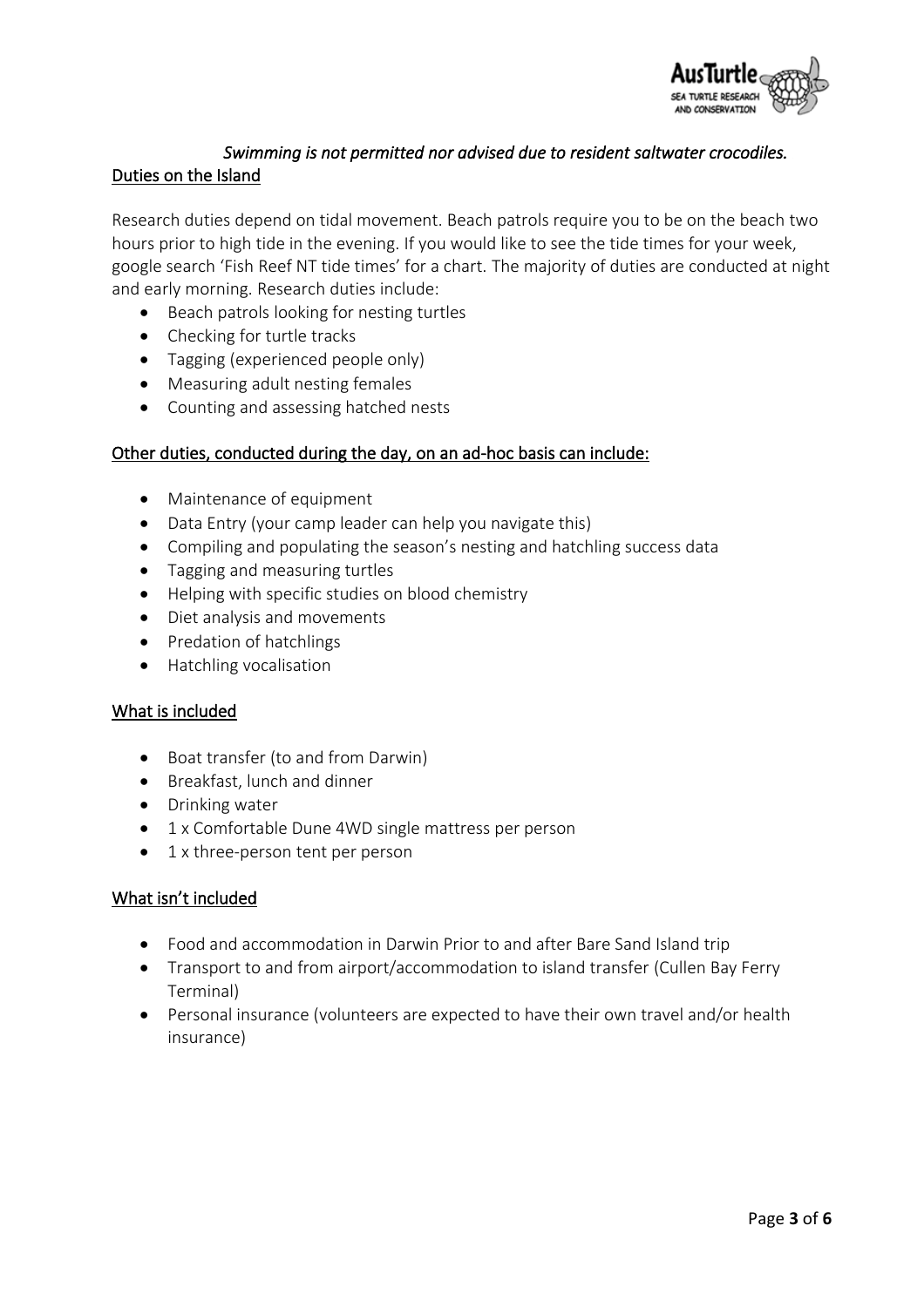*Swimming is not permitted nor advised due to resident saltwater crocodiles.*

## Duties on the Island

Research duties depend on tidal movement. Beach patrols require you to be on the beach two hours prior to high tide in the evening. If you would like to see the tide times for your week, google search 'Fish Reef NT tide times' for a chart. The majority of duties are conducted at night and early morning. Research duties include:

- Beach patrols looking for nesting turtles
- Checking for turtle tracks
- Tagging (experienced people only)
- Measuring adult nesting females
- Counting and assessing hatched nests

## Other duties, conducted during the day, on an ad-hoc basis can include:

- Maintenance of equipment
- Data Entry (your camp leader can help you navigate this)
- Compiling and populating the season's nesting and hatchling success data
- Tagging and measuring turtles
- Helping with specific studies on blood chemistry
- Diet analysis and movements
- Predation of hatchlings
- Hatchling vocalisation

## What is included

- Boat transfer (to and from Darwin)
- Breakfast, lunch and dinner
- Drinking water
- 1 x Comfortable Dune 4WD single mattress per person
- 1 x three-person tent per person

## What isn't included

- Food and accommodation in Darwin Prior to and after Bare Sand Island trip
- Transport to and from airport/accommodation to island transfer (Cullen Bay Ferry Terminal)
- Personal insurance (volunteers are expected to have their own travel and/or health insurance)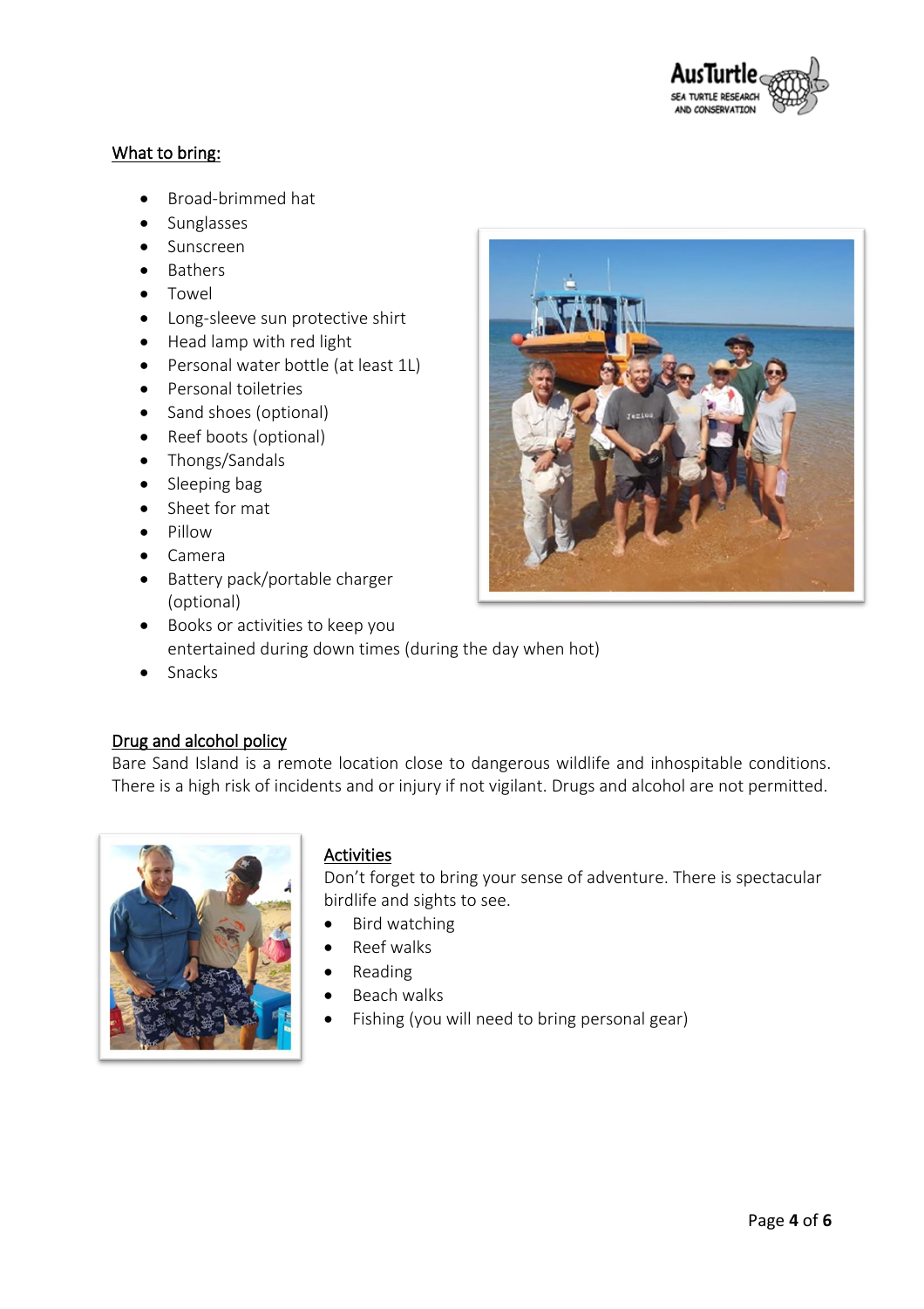## What to bring:

- Broad-brimmed hat
- Sunglasses
- Sunscreen
- Bathers
- Towel
- Long-sleeve sun protective shirt
- Head lamp with red light
- Personal water bottle (at least 1L)
- Personal toiletries
- Sand shoes (optional)
- Reef boots (optional)
- Thongs/Sandals
- Sleeping bag
- Sheet for mat
- Pillow
- Camera
- Battery pack/portable charger (optional)
- Books or activities to keep you entertained during down times (during the day when hot)
- Snacks

## Drug and alcohol policy

Bare Sand Island is a remote location close to dangerous wildlife and inhospitable conditions. There is a high risk of incidents and or injury if not vigilant. Drugs and alcohol are not permitted.

## Activities

Don't forget to bring your sense of adventure. There is spectacular birdlife and sights to see.

- Bird watching
- Reef walks
- Reading
- Beach walks
- Fishing (you will need to bring personal gear)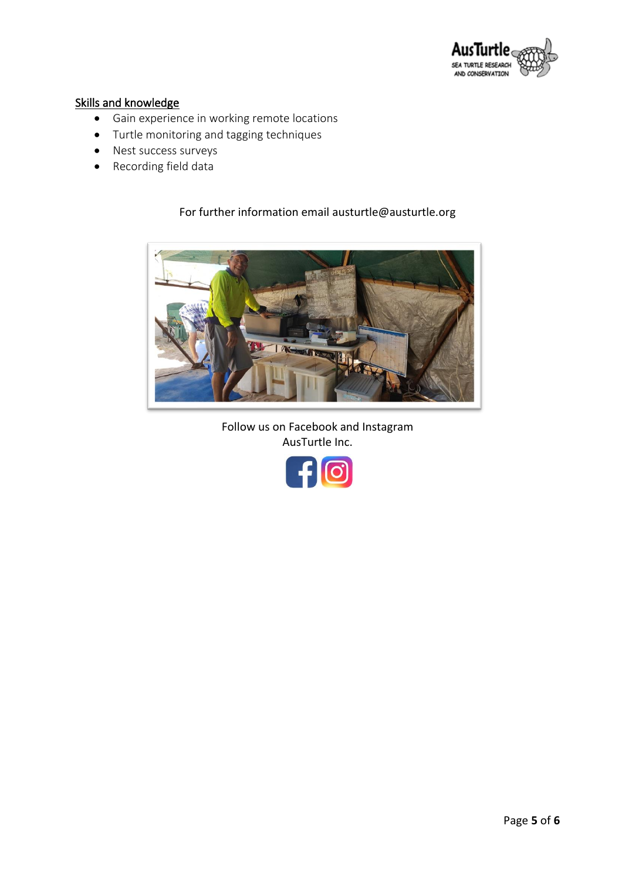## Skills and knowledge

- Gain experience in working remote locations
- Turtle monitoring and tagging techniques
- Nest success surveys
- Recording field data

For further information email austurtle@austurtle.org

Follow us on Facebook and Instagram
AusTurtle Inc.